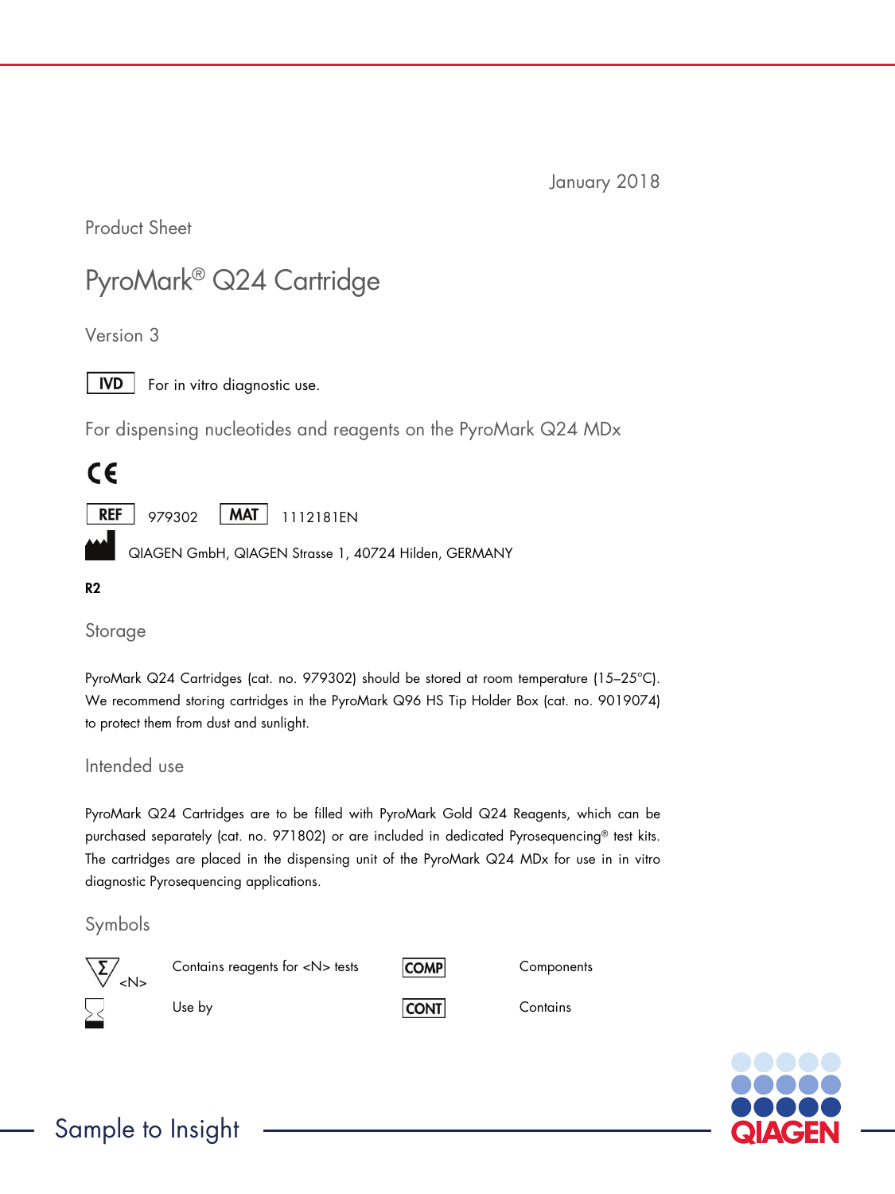January 2018

Product Sheet

# PyroMark® Q24 Cartridge

Version 3

IVD For in vitro diagnostic use.

For dispensing nucleotides and reagents on the PyroMark Q24 MDx

CE

REF 979302 MAT 1112181EN

QIAGEN GmbH, QIAGEN Strasse 1, 40724 Hilden, GERMANY

**R2**

## Storage

PyroMark Q24 Cartridges (cat. no. 979302) should be stored at room temperature (15–25°C). We recommend storing cartridges in the PyroMark Q96 HS Tip Holder Box (cat. no. 9019074) to protect them from dust and sunlight.

## Intended use

PyroMark Q24 Cartridges are to be filled with PyroMark Gold Q24 Reagents, which can be purchased separately (cat. no. 971802) or are included in dedicated Pyrosequencing® test kits. The cartridges are placed in the dispensing unit of the PyroMark Q24 MDx for use in in vitro diagnostic Pyrosequencing applications.

## Symbols

| Symbol | Meaning | Symbol | Meaning |
|---|---|---|---|
| Σ <N> | Contains reagents for <N> tests | COMP | Components |
| ⌛ | Use by | CONT | Contains |

Sample to Insight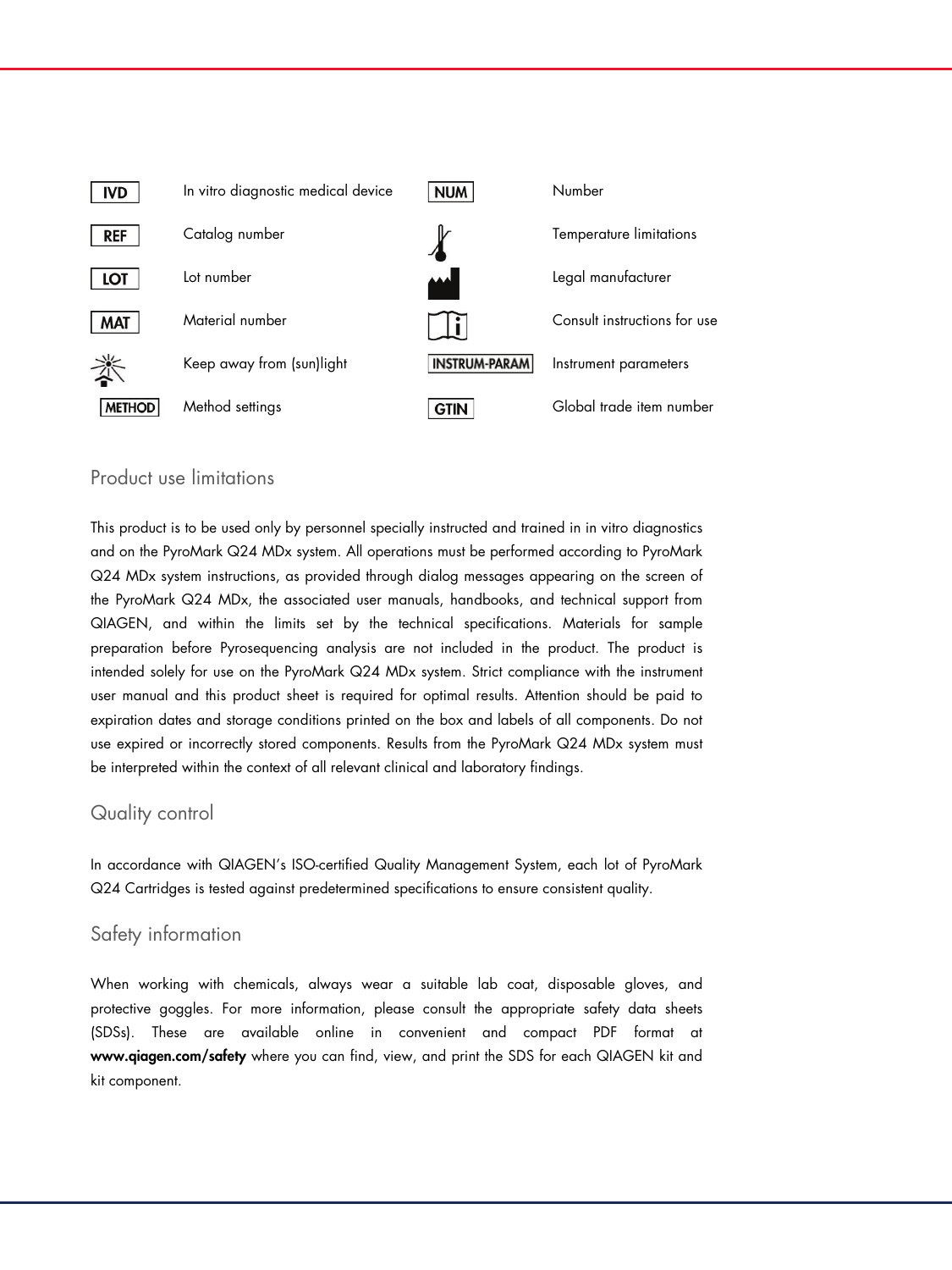| | | | |
|---|---|---|---|
| IVD | In vitro diagnostic medical device | NUM | Number |
| REF | Catalog number | | Temperature limitations |
| LOT | Lot number | | Legal manufacturer |
| MAT | Material number | | Consult instructions for use |
| | Keep away from (sun)light | INSTRUM-PARAM | Instrument parameters |
| METHOD | Method settings | GTIN | Global trade item number |

## Product use limitations

This product is to be used only by personnel specially instructed and trained in in vitro diagnostics and on the PyroMark Q24 MDx system. All operations must be performed according to PyroMark Q24 MDx system instructions, as provided through dialog messages appearing on the screen of the PyroMark Q24 MDx, the associated user manuals, handbooks, and technical support from QIAGEN, and within the limits set by the technical specifications. Materials for sample preparation before Pyrosequencing analysis are not included in the product. The product is intended solely for use on the PyroMark Q24 MDx system. Strict compliance with the instrument user manual and this product sheet is required for optimal results. Attention should be paid to expiration dates and storage conditions printed on the box and labels of all components. Do not use expired or incorrectly stored components. Results from the PyroMark Q24 MDx system must be interpreted within the context of all relevant clinical and laboratory findings.

## Quality control

In accordance with QIAGEN's ISO-certified Quality Management System, each lot of PyroMark Q24 Cartridges is tested against predetermined specifications to ensure consistent quality.

## Safety information

When working with chemicals, always wear a suitable lab coat, disposable gloves, and protective goggles. For more information, please consult the appropriate safety data sheets (SDSs). These are available online in convenient and compact PDF format at **www.qiagen.com/safety** where you can find, view, and print the SDS for each QIAGEN kit and kit component.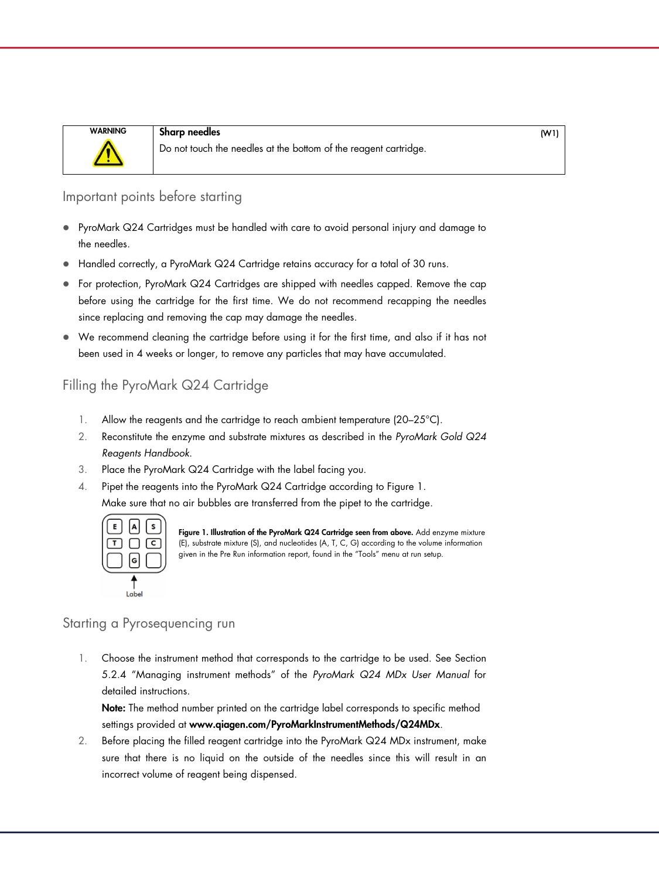| WARNING | Sharp needles | (W1) |
| --- | --- | --- |
| ⚠ | Do not touch the needles at the bottom of the reagent cartridge. | |

## Important points before starting

- PyroMark Q24 Cartridges must be handled with care to avoid personal injury and damage to the needles.
- Handled correctly, a PyroMark Q24 Cartridge retains accuracy for a total of 30 runs.
- For protection, PyroMark Q24 Cartridges are shipped with needles capped. Remove the cap before using the cartridge for the first time. We do not recommend recapping the needles since replacing and removing the cap may damage the needles.
- We recommend cleaning the cartridge before using it for the first time, and also if it has not been used in 4 weeks or longer, to remove any particles that may have accumulated.

## Filling the PyroMark Q24 Cartridge

1. Allow the reagents and the cartridge to reach ambient temperature (20–25°C).
2. Reconstitute the enzyme and substrate mixtures as described in the *PyroMark Gold Q24 Reagents Handbook*.
3. Place the PyroMark Q24 Cartridge with the label facing you.
4. Pipet the reagents into the PyroMark Q24 Cartridge according to Figure 1.
   Make sure that no air bubbles are transferred from the pipet to the cartridge.

| E | A | S |
| --- | --- | --- |
| T | | C |
| | G | |

Label ↑

**Figure 1. Illustration of the PyroMark Q24 Cartridge seen from above.** Add enzyme mixture (E), substrate mixture (S), and nucleotides (A, T, C, G) according to the volume information given in the Pre Run information report, found in the "Tools" menu at run setup.

## Starting a Pyrosequencing run

1. Choose the instrument method that corresponds to the cartridge to be used. See Section 5.2.4 "Managing instrument methods" of the *PyroMark Q24 MDx User Manual* for detailed instructions.
   **Note:** The method number printed on the cartridge label corresponds to specific method settings provided at **www.qiagen.com/PyroMarkInstrumentMethods/Q24MDx**.
2. Before placing the filled reagent cartridge into the PyroMark Q24 MDx instrument, make sure that there is no liquid on the outside of the needles since this will result in an incorrect volume of reagent being dispensed.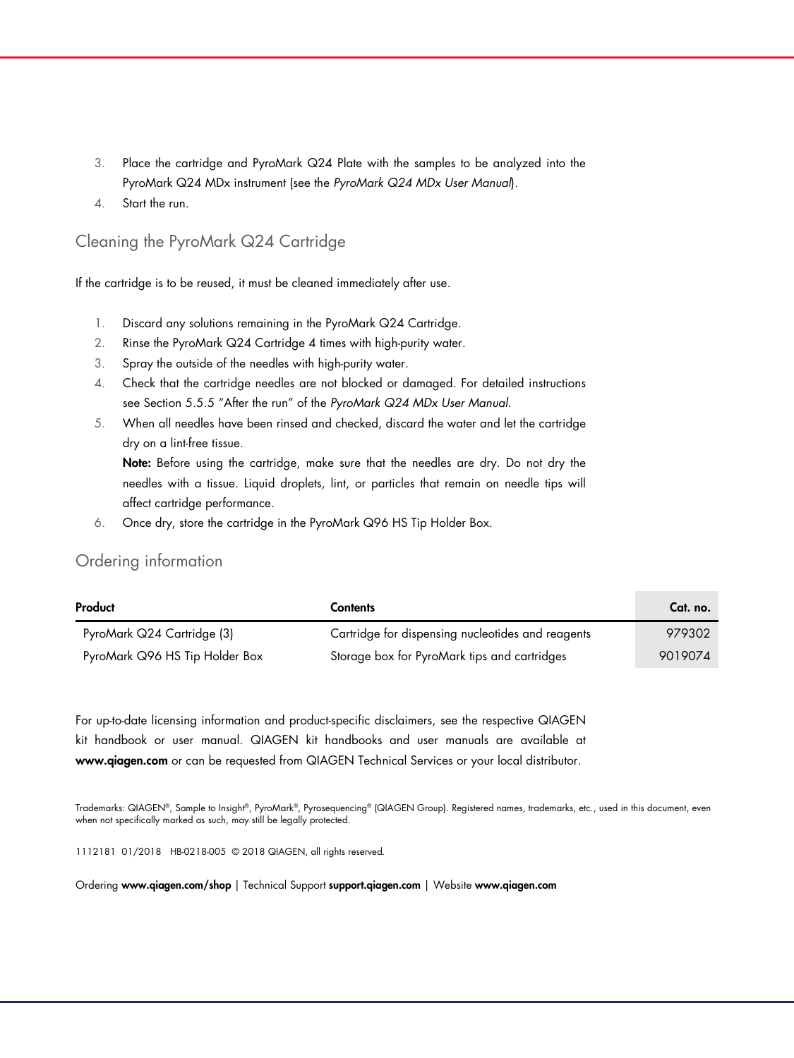3. Place the cartridge and PyroMark Q24 Plate with the samples to be analyzed into the PyroMark Q24 MDx instrument (see the *PyroMark Q24 MDx User Manual*).
4. Start the run.

## Cleaning the PyroMark Q24 Cartridge

If the cartridge is to be reused, it must be cleaned immediately after use.

1. Discard any solutions remaining in the PyroMark Q24 Cartridge.
2. Rinse the PyroMark Q24 Cartridge 4 times with high-purity water.
3. Spray the outside of the needles with high-purity water.
4. Check that the cartridge needles are not blocked or damaged. For detailed instructions see Section 5.5.5 "After the run" of the *PyroMark Q24 MDx User Manual.*
5. When all needles have been rinsed and checked, discard the water and let the cartridge dry on a lint-free tissue.

   **Note:** Before using the cartridge, make sure that the needles are dry. Do not dry the needles with a tissue. Liquid droplets, lint, or particles that remain on needle tips will affect cartridge performance.
6. Once dry, store the cartridge in the PyroMark Q96 HS Tip Holder Box.

## Ordering information

| Product | Contents | Cat. no. |
|---|---|---|
| PyroMark Q24 Cartridge (3) | Cartridge for dispensing nucleotides and reagents | 979302 |
| PyroMark Q96 HS Tip Holder Box | Storage box for PyroMark tips and cartridges | 9019074 |

For up-to-date licensing information and product-specific disclaimers, see the respective QIAGEN kit handbook or user manual. QIAGEN kit handbooks and user manuals are available at **www.qiagen.com** or can be requested from QIAGEN Technical Services or your local distributor.

Trademarks: QIAGEN®, Sample to Insight®, PyroMark®, Pyrosequencing® (QIAGEN Group). Registered names, trademarks, etc., used in this document, even when not specifically marked as such, may still be legally protected.

1112181 01/2018 HB-0218-005 © 2018 QIAGEN, all rights reserved.

Ordering **www.qiagen.com/shop** | Technical Support **support.qiagen.com** | Website **www.qiagen.com**